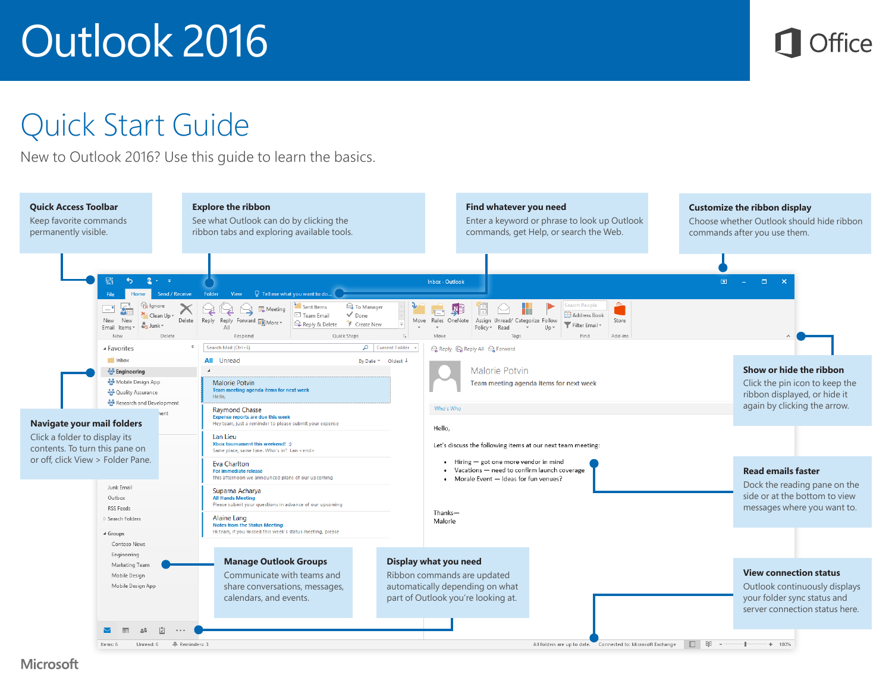# Outlook 2016

## Quick Start Guide

New to Outlook 2016? Use this guide to learn the basics.

**Quick Access Toolbar**
Keep favorite commands permanently visible.

**Explore the ribbon**
See what Outlook can do by clicking the ribbon tabs and exploring available tools.

**Find whatever you need**
Enter a keyword or phrase to look up Outlook commands, get Help, or search the Web.

**Customize the ribbon display**
Choose whether Outlook should hide ribbon commands after you use them.

**Navigate your mail folders**
Click a folder to display its contents. To turn this pane on or off, click View > Folder Pane.

**Show or hide the ribbon**
Click the pin icon to keep the ribbon displayed, or hide it again by clicking the arrow.

**Read emails faster**
Dock the reading pane on the side or at the bottom to view messages where you want to.

**Manage Outlook Groups**
Communicate with teams and share conversations, messages, calendars, and events.

**Display what you need**
Ribbon commands are updated automatically depending on what part of Outlook you're looking at.

**View connection status**
Outlook continuously displays your folder sync status and server connection status here.

Microsoft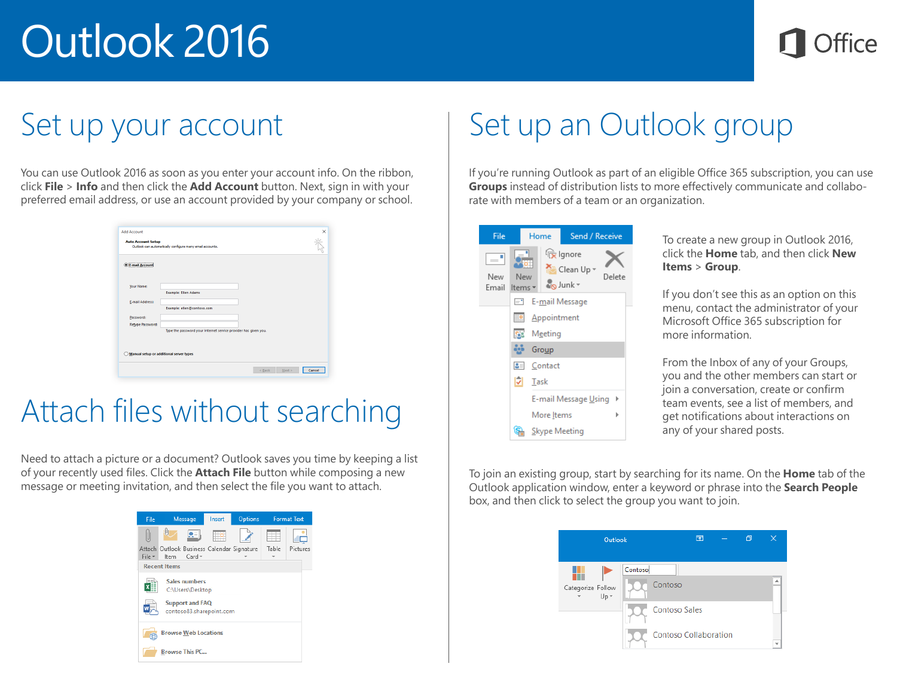# Outlook 2016

## Set up your account

You can use Outlook 2016 as soon as you enter your account info. On the ribbon, click **File** > **Info** and then click the **Add Account** button. Next, sign in with your preferred email address, or use an account provided by your company or school.

## Attach files without searching

Need to attach a picture or a document? Outlook saves you time by keeping a list of your recently used files. Click the **Attach File** button while composing a new message or meeting invitation, and then select the file you want to attach.

## Set up an Outlook group

If you're running Outlook as part of an eligible Office 365 subscription, you can use **Groups** instead of distribution lists to more effectively communicate and collaborate with members of a team or an organization.

To create a new group in Outlook 2016, click the **Home** tab, and then click **New Items** > **Group**.

If you don't see this as an option on this menu, contact the administrator of your Microsoft Office 365 subscription for more information.

From the Inbox of any of your Groups, you and the other members can start or join a conversation, create or confirm team events, see a list of members, and get notifications about interactions on any of your shared posts.

To join an existing group, start by searching for its name. On the **Home** tab of the Outlook application window, enter a keyword or phrase into the **Search People** box, and then click to select the group you want to join.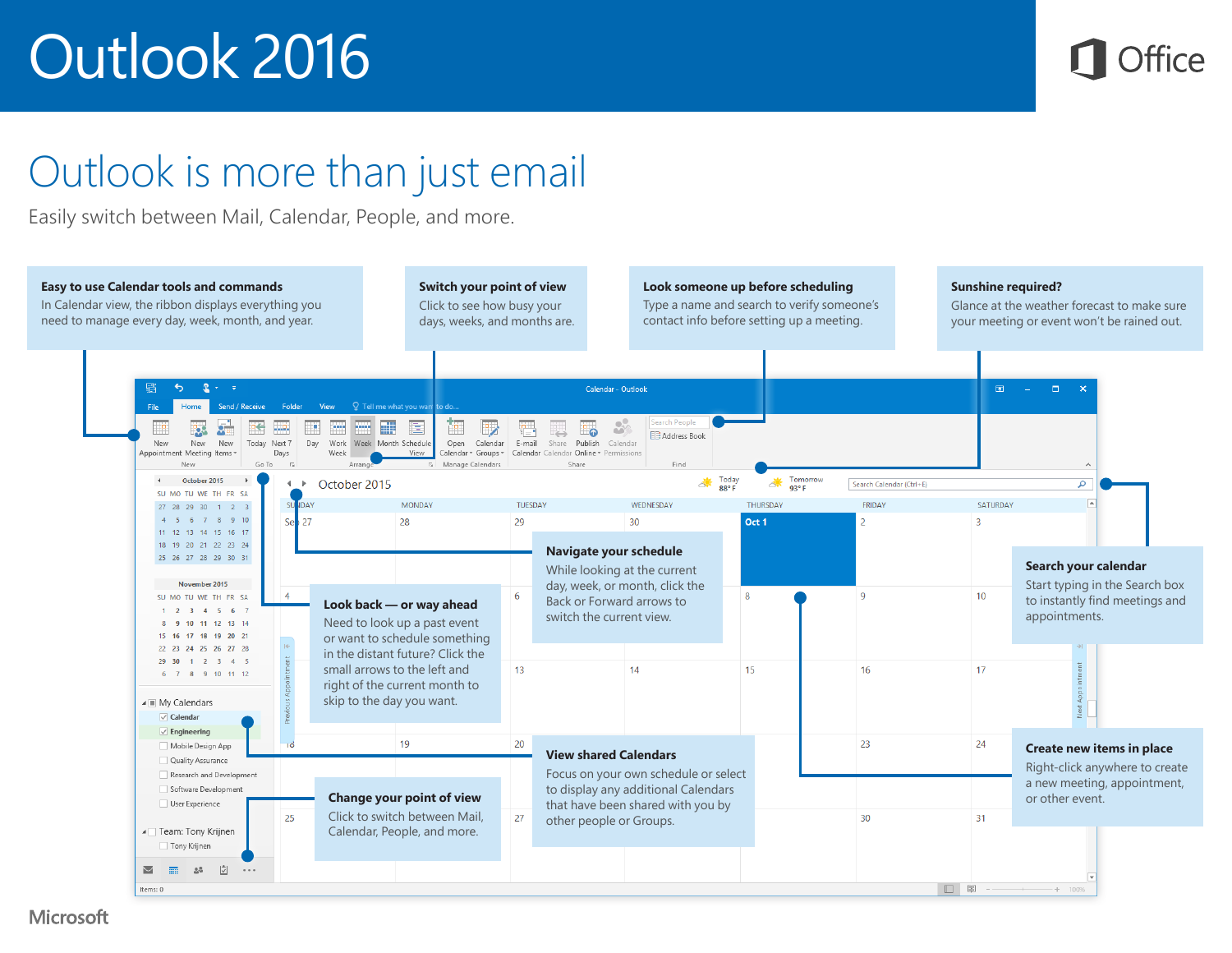# Outlook 2016

## Outlook is more than just email

Easily switch between Mail, Calendar, People, and more.

**Easy to use Calendar tools and commands**
In Calendar view, the ribbon displays everything you need to manage every day, week, month, and year.

**Switch your point of view**
Click to see how busy your days, weeks, and months are.

**Look someone up before scheduling**
Type a name and search to verify someone's contact info before setting up a meeting.

**Sunshine required?**
Glance at the weather forecast to make sure your meeting or event won't be rained out.

**Navigate your schedule**
While looking at the current day, week, or month, click the Back or Forward arrows to switch the current view.

**Search your calendar**
Start typing in the Search box to instantly find meetings and appointments.

**Look back — or way ahead**
Need to look up a past event or want to schedule something in the distant future? Click the small arrows to the left and right of the current month to skip to the day you want.

**View shared Calendars**
Focus on your own schedule or select to display any additional Calendars that have been shared with you by other people or Groups.

**Create new items in place**
Right-click anywhere to create a new meeting, appointment, or other event.

**Change your point of view**
Click to switch between Mail, Calendar, People, and more.

Microsoft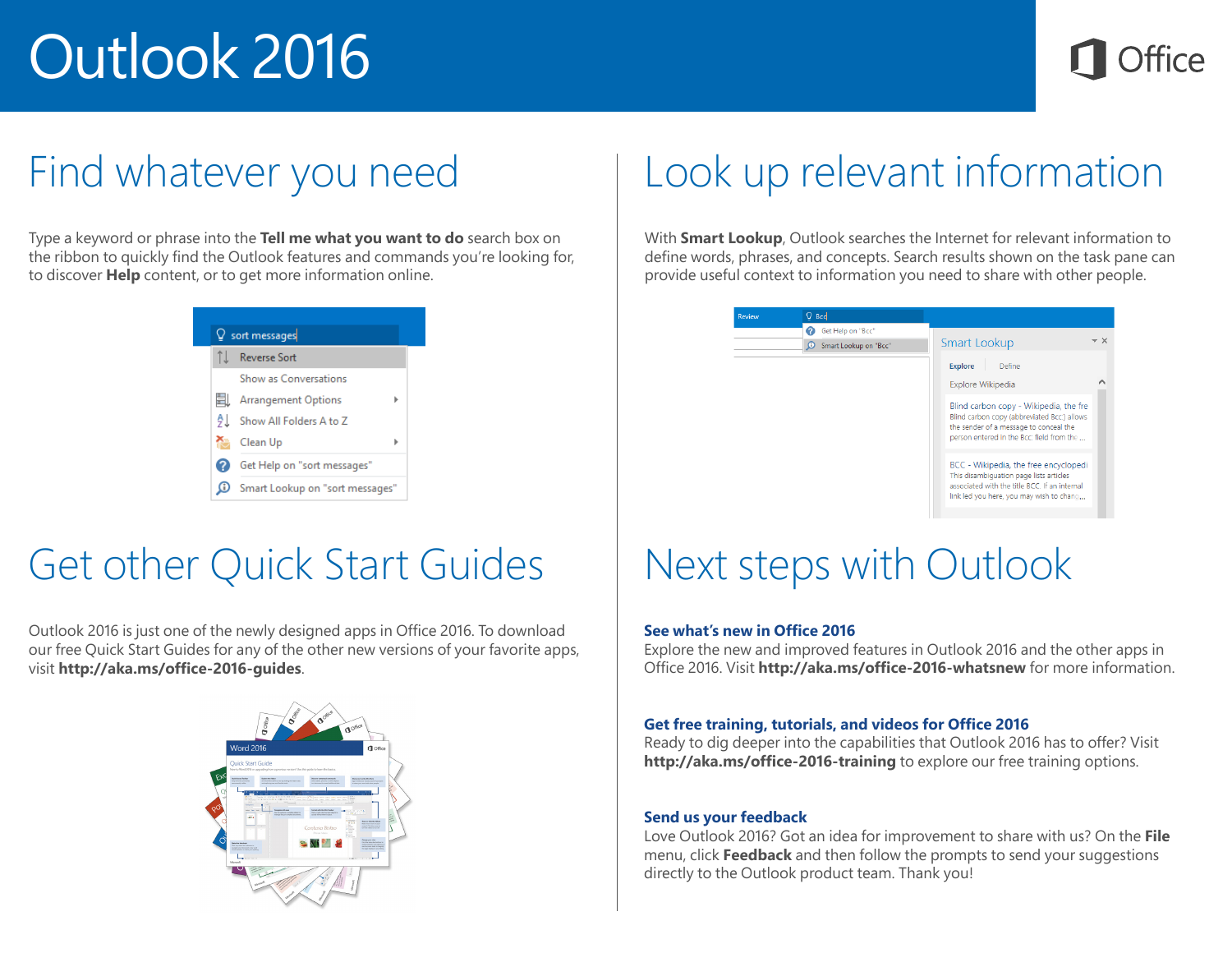# Outlook 2016

## Find whatever you need

Type a keyword or phrase into the **Tell me what you want to do** search box on the ribbon to quickly find the Outlook features and commands you're looking for, to discover **Help** content, or to get more information online.

## Look up relevant information

With **Smart Lookup**, Outlook searches the Internet for relevant information to define words, phrases, and concepts. Search results shown on the task pane can provide useful context to information you need to share with other people.

## Get other Quick Start Guides

Outlook 2016 is just one of the newly designed apps in Office 2016. To download our free Quick Start Guides for any of the other new versions of your favorite apps, visit **http://aka.ms/office-2016-guides**.

## Next steps with Outlook

### See what's new in Office 2016

Explore the new and improved features in Outlook 2016 and the other apps in Office 2016. Visit **http://aka.ms/office-2016-whatsnew** for more information.

### Get free training, tutorials, and videos for Office 2016

Ready to dig deeper into the capabilities that Outlook 2016 has to offer? Visit **http://aka.ms/office-2016-training** to explore our free training options.

### Send us your feedback

Love Outlook 2016? Got an idea for improvement to share with us? On the **File** menu, click **Feedback** and then follow the prompts to send your suggestions directly to the Outlook product team. Thank you!